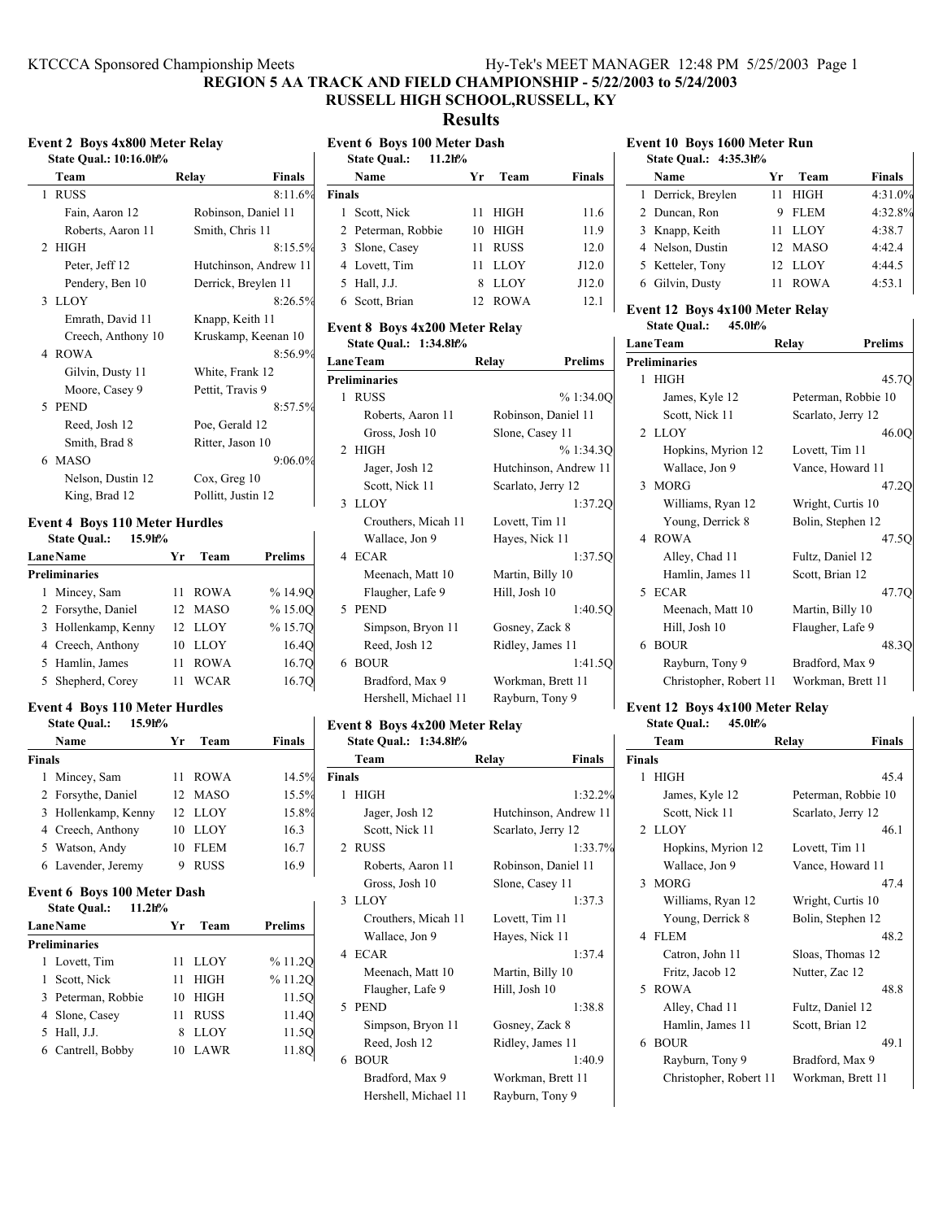# REGION 5 AA TRACK AND FIELD CHAMPIONSHIP - 5/22/2003 to 5/24/2003

## RUSSELL HIGH SCHOOL,RUSSELL, KY

## Results

### Event 2 Boys 4x800 Meter Relay

State Qual.: 10:16.0h%

| | Team | Relay | Finals |
|---|---|---|---|
| 1 | RUSS | | 8:11.6% |
| | Fain, Aaron 12 | Robinson, Daniel 11 | |
| | Roberts, Aaron 11 | Smith, Chris 11 | |
| 2 | HIGH | | 8:15.5% |
| | Peter, Jeff 12 | Hutchinson, Andrew 11 | |
| | Pendery, Ben 10 | Derrick, Breylen 11 | |
| 3 | LLOY | | 8:26.5% |
| | Emrath, David 11 | Knapp, Keith 11 | |
| | Creech, Anthony 10 | Kruskamp, Keenan 10 | |
| 4 | ROWA | | 8:56.9% |
| | Gilvin, Dusty 11 | White, Frank 12 | |
| | Moore, Casey 9 | Pettit, Travis 9 | |
| 5 | PEND | | 8:57.5% |
| | Reed, Josh 12 | Poe, Gerald 12 | |
| | Smith, Brad 8 | Ritter, Jason 10 | |
| 6 | MASO | | 9:06.0% |
| | Nelson, Dustin 12 | Cox, Greg 10 | |
| | King, Brad 12 | Pollitt, Justin 12 | |

### Event 4 Boys 110 Meter Hurdles

State Qual.: 15.9h%

| Lane | Name | Yr | Team | Prelims |
|---|---|---|---|---|
| **Preliminaries** | | | | |
| 1 | Mincey, Sam | 11 | ROWA | % 14.9Q |
| 2 | Forsythe, Daniel | 12 | MASO | % 15.0Q |
| 3 | Hollenkamp, Kenny | 12 | LLOY | % 15.7Q |
| 4 | Creech, Anthony | 10 | LLOY | 16.4Q |
| 5 | Hamlin, James | 11 | ROWA | 16.7Q |
| 5 | Shepherd, Corey | 11 | WCAR | 16.7Q |

### Event 4 Boys 110 Meter Hurdles

State Qual.: 15.9h%

| | Name | Yr | Team | Finals |
|---|---|---|---|---|
| **Finals** | | | | |
| 1 | Mincey, Sam | 11 | ROWA | 14.5% |
| 2 | Forsythe, Daniel | 12 | MASO | 15.5% |
| 3 | Hollenkamp, Kenny | 12 | LLOY | 15.8% |
| 4 | Creech, Anthony | 10 | LLOY | 16.3 |
| 5 | Watson, Andy | 10 | FLEM | 16.7 |
| 6 | Lavender, Jeremy | 9 | RUSS | 16.9 |

### Event 6 Boys 100 Meter Dash

State Qual.: 11.2h%

| Lane | Name | Yr | Team | Prelims |
|---|---|---|---|---|
| **Preliminaries** | | | | |
| 1 | Lovett, Tim | 11 | LLOY | % 11.2Q |
| 1 | Scott, Nick | 11 | HIGH | % 11.2Q |
| 3 | Peterman, Robbie | 10 | HIGH | 11.5Q |
| 4 | Slone, Casey | 11 | RUSS | 11.4Q |
| 5 | Hall, J.J. | 8 | LLOY | 11.5Q |
| 6 | Cantrell, Bobby | 10 | LAWR | 11.8Q |

### Event 6 Boys 100 Meter Dash

State Qual.: 11.2h%

| | Name | Yr | Team | Finals |
|---|---|---|---|---|
| **Finals** | | | | |
| 1 | Scott, Nick | 11 | HIGH | 11.6 |
| 2 | Peterman, Robbie | 10 | HIGH | 11.9 |
| 3 | Slone, Casey | 11 | RUSS | 12.0 |
| 4 | Lovett, Tim | 11 | LLOY | J12.0 |
| 5 | Hall, J.J. | 8 | LLOY | J12.0 |
| 6 | Scott, Brian | 12 | ROWA | 12.1 |

### Event 8 Boys 4x200 Meter Relay

State Qual.: 1:34.8h%

| Lane | Team | Relay | Prelims |
|---|---|---|---|
| **Preliminaries** | | | |
| 1 | RUSS | | % 1:34.0Q |
| | Roberts, Aaron 11 | Robinson, Daniel 11 | |
| | Gross, Josh 10 | Slone, Casey 11 | |
| 2 | HIGH | | % 1:34.3Q |
| | Jager, Josh 12 | Hutchinson, Andrew 11 | |
| | Scott, Nick 11 | Scarlato, Jerry 12 | |
| 3 | LLOY | | 1:37.2Q |
| | Crouthers, Micah 11 | Lovett, Tim 11 | |
| | Wallace, Jon 9 | Hayes, Nick 11 | |
| 4 | ECAR | | 1:37.5Q |
| | Meenach, Matt 10 | Martin, Billy 10 | |
| | Flaugher, Lafe 9 | Hill, Josh 10 | |
| 5 | PEND | | 1:40.5Q |
| | Simpson, Bryon 11 | Gosney, Zack 8 | |
| | Reed, Josh 12 | Ridley, James 11 | |
| 6 | BOUR | | 1:41.5Q |
| | Bradford, Max 9 | Workman, Brett 11 | |
| | Hershell, Michael 11 | Rayburn, Tony 9 | |

### Event 8 Boys 4x200 Meter Relay

State Qual.: 1:34.8h%

| | Team | Relay | Finals |
|---|---|---|---|
| **Finals** | | | |
| 1 | HIGH | | 1:32.2% |
| | Jager, Josh 12 | Hutchinson, Andrew 11 | |
| | Scott, Nick 11 | Scarlato, Jerry 12 | |
| 2 | RUSS | | 1:33.7% |
| | Roberts, Aaron 11 | Robinson, Daniel 11 | |
| | Gross, Josh 10 | Slone, Casey 11 | |
| 3 | LLOY | | 1:37.3 |
| | Crouthers, Micah 11 | Lovett, Tim 11 | |
| | Wallace, Jon 9 | Hayes, Nick 11 | |
| 4 | ECAR | | 1:37.4 |
| | Meenach, Matt 10 | Martin, Billy 10 | |
| | Flaugher, Lafe 9 | Hill, Josh 10 | |
| 5 | PEND | | 1:38.8 |
| | Simpson, Bryon 11 | Gosney, Zack 8 | |
| | Reed, Josh 12 | Ridley, James 11 | |
| 6 | BOUR | | 1:40.9 |
| | Bradford, Max 9 | Workman, Brett 11 | |
| | Hershell, Michael 11 | Rayburn, Tony 9 | |

### Event 10 Boys 1600 Meter Run

State Qual.: 4:35.3h%

| | Name | Yr | Team | Finals |
|---|---|---|---|---|
| 1 | Derrick, Breylen | 11 | HIGH | 4:31.0% |
| 2 | Duncan, Ron | 9 | FLEM | 4:32.8% |
| 3 | Knapp, Keith | 11 | LLOY | 4:38.7 |
| 4 | Nelson, Dustin | 12 | MASO | 4:42.4 |
| 5 | Ketteler, Tony | 12 | LLOY | 4:44.5 |
| 6 | Gilvin, Dusty | 11 | ROWA | 4:53.1 |

### Event 12 Boys 4x100 Meter Relay

State Qual.: 45.0h%

| Lane | Team | Relay | Prelims |
|---|---|---|---|
| **Preliminaries** | | | |
| 1 | HIGH | | 45.7Q |
| | James, Kyle 12 | Peterman, Robbie 10 | |
| | Scott, Nick 11 | Scarlato, Jerry 12 | |
| 2 | LLOY | | 46.0Q |
| | Hopkins, Myrion 12 | Lovett, Tim 11 | |
| | Wallace, Jon 9 | Vance, Howard 11 | |
| 3 | MORG | | 47.2Q |
| | Williams, Ryan 12 | Wright, Curtis 10 | |
| | Young, Derrick 8 | Bolin, Stephen 12 | |
| 4 | ROWA | | 47.5Q |
| | Alley, Chad 11 | Fultz, Daniel 12 | |
| | Hamlin, James 11 | Scott, Brian 12 | |
| 5 | ECAR | | 47.7Q |
| | Meenach, Matt 10 | Martin, Billy 10 | |
| | Hill, Josh 10 | Flaugher, Lafe 9 | |
| 6 | BOUR | | 48.3Q |
| | Rayburn, Tony 9 | Bradford, Max 9 | |
| | Christopher, Robert 11 | Workman, Brett 11 | |

### Event 12 Boys 4x100 Meter Relay

State Qual.: 45.0h%

| | Team | Relay | Finals |
|---|---|---|---|
| **Finals** | | | |
| 1 | HIGH | | 45.4 |
| | James, Kyle 12 | Peterman, Robbie 10 | |
| | Scott, Nick 11 | Scarlato, Jerry 12 | |
| 2 | LLOY | | 46.1 |
| | Hopkins, Myrion 12 | Lovett, Tim 11 | |
| | Wallace, Jon 9 | Vance, Howard 11 | |
| 3 | MORG | | 47.4 |
| | Williams, Ryan 12 | Wright, Curtis 10 | |
| | Young, Derrick 8 | Bolin, Stephen 12 | |
| 4 | FLEM | | 48.2 |
| | Catron, John 11 | Sloas, Thomas 12 | |
| | Fritz, Jacob 12 | Nutter, Zac 12 | |
| 5 | ROWA | | 48.8 |
| | Alley, Chad 11 | Fultz, Daniel 12 | |
| | Hamlin, James 11 | Scott, Brian 12 | |
| 6 | BOUR | | 49.1 |
| | Rayburn, Tony 9 | Bradford, Max 9 | |
| | Christopher, Robert 11 | Workman, Brett 11 | |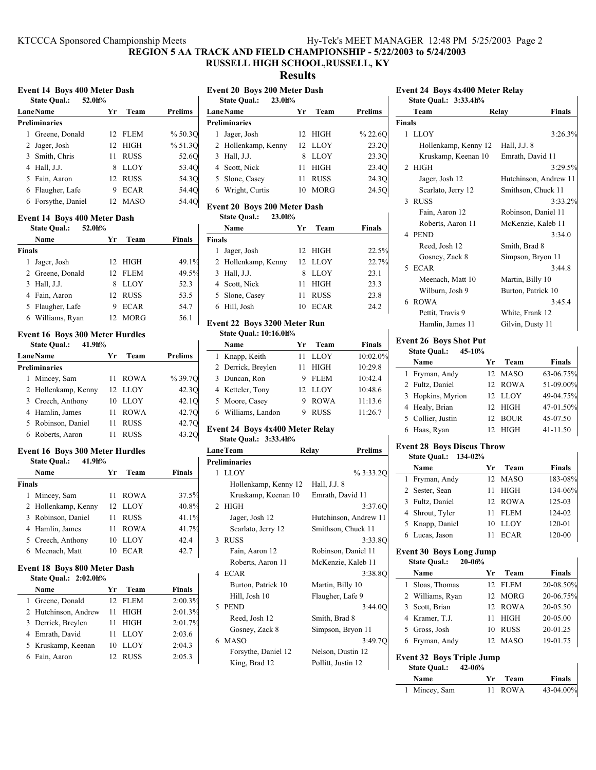# REGION 5 AA TRACK AND FIELD CHAMPIONSHIP - 5/22/2003 to 5/24/2003

## RUSSELL HIGH SCHOOL,RUSSELL, KY

## Results

### Event 14 Boys 400 Meter Dash

State Qual.: 52.0h%

| Lane | Name | Yr | Team | Prelims |
|---|---|---|---|---|
| **Preliminaries** | | | | |
| 1 | Greene, Donald | 12 | FLEM | % 50.3Q |
| 2 | Jager, Josh | 12 | HIGH | % 51.3Q |
| 3 | Smith, Chris | 11 | RUSS | 52.6Q |
| 4 | Hall, J.J. | 8 | LLOY | 53.4Q |
| 5 | Fain, Aaron | 12 | RUSS | 54.3Q |
| 6 | Flaugher, Lafe | 9 | ECAR | 54.4Q |
| 6 | Forsythe, Daniel | 12 | MASO | 54.4Q |

### Event 14 Boys 400 Meter Dash

State Qual.: 52.0h%

| | Name | Yr | Team | Finals |
|---|---|---|---|---|
| **Finals** | | | | |
| 1 | Jager, Josh | 12 | HIGH | 49.1% |
| 2 | Greene, Donald | 12 | FLEM | 49.5% |
| 3 | Hall, J.J. | 8 | LLOY | 52.3 |
| 4 | Fain, Aaron | 12 | RUSS | 53.5 |
| 5 | Flaugher, Lafe | 9 | ECAR | 54.7 |
| 6 | Williams, Ryan | 12 | MORG | 56.1 |

### Event 16 Boys 300 Meter Hurdles

State Qual.: 41.9h%

| Lane | Name | Yr | Team | Prelims |
|---|---|---|---|---|
| **Preliminaries** | | | | |
| 1 | Mincey, Sam | 11 | ROWA | % 39.7Q |
| 2 | Hollenkamp, Kenny | 12 | LLOY | 42.3Q |
| 3 | Creech, Anthony | 10 | LLOY | 42.1Q |
| 4 | Hamlin, James | 11 | ROWA | 42.7Q |
| 5 | Robinson, Daniel | 11 | RUSS | 42.7Q |
| 6 | Roberts, Aaron | 11 | RUSS | 43.2Q |

### Event 16 Boys 300 Meter Hurdles

State Qual.: 41.9h%

| | Name | Yr | Team | Finals |
|---|---|---|---|---|
| **Finals** | | | | |
| 1 | Mincey, Sam | 11 | ROWA | 37.5% |
| 2 | Hollenkamp, Kenny | 12 | LLOY | 40.8% |
| 3 | Robinson, Daniel | 11 | RUSS | 41.1% |
| 4 | Hamlin, James | 11 | ROWA | 41.7% |
| 5 | Creech, Anthony | 10 | LLOY | 42.4 |
| 6 | Meenach, Matt | 10 | ECAR | 42.7 |

### Event 18 Boys 800 Meter Dash

State Qual.: 2:02.0h%

| | Name | Yr | Team | Finals |
|---|---|---|---|---|
| 1 | Greene, Donald | 12 | FLEM | 2:00.3% |
| 2 | Hutchinson, Andrew | 11 | HIGH | 2:01.3% |
| 3 | Derrick, Breylen | 11 | HIGH | 2:01.7% |
| 4 | Emrath, David | 11 | LLOY | 2:03.6 |
| 5 | Kruskamp, Keenan | 10 | LLOY | 2:04.3 |
| 6 | Fain, Aaron | 12 | RUSS | 2:05.3 |

### Event 20 Boys 200 Meter Dash

State Qual.: 23.0h%

| Lane | Name | Yr | Team | Prelims |
|---|---|---|---|---|
| **Preliminaries** | | | | |
| 1 | Jager, Josh | 12 | HIGH | % 22.6Q |
| 2 | Hollenkamp, Kenny | 12 | LLOY | 23.2Q |
| 3 | Hall, J.J. | 8 | LLOY | 23.3Q |
| 4 | Scott, Nick | 11 | HIGH | 23.4Q |
| 5 | Slone, Casey | 11 | RUSS | 24.3Q |
| 6 | Wright, Curtis | 10 | MORG | 24.5Q |

### Event 20 Boys 200 Meter Dash

State Qual.: 23.0h%

| | Name | Yr | Team | Finals |
|---|---|---|---|---|
| **Finals** | | | | |
| 1 | Jager, Josh | 12 | HIGH | 22.5% |
| 2 | Hollenkamp, Kenny | 12 | LLOY | 22.7% |
| 3 | Hall, J.J. | 8 | LLOY | 23.1 |
| 4 | Scott, Nick | 11 | HIGH | 23.3 |
| 5 | Slone, Casey | 11 | RUSS | 23.8 |
| 6 | Hill, Josh | 10 | ECAR | 24.2 |

### Event 22 Boys 3200 Meter Run

State Qual.: 10:16.0h%

| | Name | Yr | Team | Finals |
|---|---|---|---|---|
| 1 | Knapp, Keith | 11 | LLOY | 10:02.0% |
| 2 | Derrick, Breylen | 11 | HIGH | 10:29.8 |
| 3 | Duncan, Ron | 9 | FLEM | 10:42.4 |
| 4 | Ketteler, Tony | 12 | LLOY | 10:48.6 |
| 5 | Moore, Casey | 9 | ROWA | 11:13.6 |
| 6 | Williams, Landon | 9 | RUSS | 11:26.7 |

### Event 24 Boys 4x400 Meter Relay

State Qual.: 3:33.4h%

| Lane | Team | Relay | Prelims |
|---|---|---|---|
| **Preliminaries** | | | |
| 1 | LLOY | | % 3:33.2Q |
| | Hollenkamp, Kenny 12 | Hall, J.J. 8 | |
| | Kruskamp, Keenan 10 | Emrath, David 11 | |
| 2 | HIGH | | 3:37.6Q |
| | Jager, Josh 12 | Hutchinson, Andrew 11 | |
| | Scarlato, Jerry 12 | Smithson, Chuck 11 | |
| 3 | RUSS | | 3:33.8Q |
| | Fain, Aaron 12 | Robinson, Daniel 11 | |
| | Roberts, Aaron 11 | McKenzie, Kaleb 11 | |
| 4 | ECAR | | 3:38.8Q |
| | Burton, Patrick 10 | Martin, Billy 10 | |
| | Hill, Josh 10 | Flaugher, Lafe 9 | |
| 5 | PEND | | 3:44.0Q |
| | Reed, Josh 12 | Smith, Brad 8 | |
| | Gosney, Zack 8 | Simpson, Bryon 11 | |
| 6 | MASO | | 3:49.7Q |
| | Forsythe, Daniel 12 | Nelson, Dustin 12 | |
| | King, Brad 12 | Pollitt, Justin 12 | |

### Event 24 Boys 4x400 Meter Relay

State Qual.: 3:33.4h%

| | Team | Relay | Finals |
|---|---|---|---|
| **Finals** | | | |
| 1 | LLOY | | 3:26.3% |
| | Hollenkamp, Kenny 12 | Hall, J.J. 8 | |
| | Kruskamp, Keenan 10 | Emrath, David 11 | |
| 2 | HIGH | | 3:29.5% |
| | Jager, Josh 12 | Hutchinson, Andrew 11 | |
| | Scarlato, Jerry 12 | Smithson, Chuck 11 | |
| 3 | RUSS | | 3:33.2% |
| | Fain, Aaron 12 | Robinson, Daniel 11 | |
| | Roberts, Aaron 11 | McKenzie, Kaleb 11 | |
| 4 | PEND | | 3:34.0 |
| | Reed, Josh 12 | Smith, Brad 8 | |
| | Gosney, Zack 8 | Simpson, Bryon 11 | |
| 5 | ECAR | | 3:44.8 |
| | Meenach, Matt 10 | Martin, Billy 10 | |
| | Wilburn, Josh 9 | Burton, Patrick 10 | |
| 6 | ROWA | | 3:45.4 |
| | Pettit, Travis 9 | White, Frank 12 | |
| | Hamlin, James 11 | Gilvin, Dusty 11 | |

### Event 26 Boys Shot Put

State Qual.: 45-10%

| | Name | Yr | Team | Finals |
|---|---|---|---|---|
| 1 | Fryman, Andy | 12 | MASO | 63-06.75% |
| 2 | Fultz, Daniel | 12 | ROWA | 51-09.00% |
| 3 | Hopkins, Myrion | 12 | LLOY | 49-04.75% |
| 4 | Healy, Brian | 12 | HIGH | 47-01.50% |
| 5 | Collier, Justin | 12 | BOUR | 45-07.50 |
| 6 | Haas, Ryan | 12 | HIGH | 41-11.50 |

### Event 28 Boys Discus Throw

State Qual.: 134-02%

| | Name | Yr | Team | Finals |
|---|---|---|---|---|
| 1 | Fryman, Andy | 12 | MASO | 183-08% |
| 2 | Sester, Sean | 11 | HIGH | 134-06% |
| 3 | Fultz, Daniel | 12 | ROWA | 125-03 |
| 4 | Shrout, Tyler | 11 | FLEM | 124-02 |
| 5 | Knapp, Daniel | 10 | LLOY | 120-01 |
| 6 | Lucas, Jason | 11 | ECAR | 120-00 |

### Event 30 Boys Long Jump

State Qual.: 20-06%

| | Name | Yr | Team | Finals |
|---|---|---|---|---|
| 1 | Sloas, Thomas | 12 | FLEM | 20-08.50% |
| 2 | Williams, Ryan | 12 | MORG | 20-06.75% |
| 3 | Scott, Brian | 12 | ROWA | 20-05.50 |
| 4 | Kramer, T.J. | 11 | HIGH | 20-05.00 |
| 5 | Gross, Josh | 10 | RUSS | 20-01.25 |
| 6 | Fryman, Andy | 12 | MASO | 19-01.75 |

### Event 32 Boys Triple Jump

State Qual.: 42-06%

| | Name | Yr | Team | Finals |
|---|---|---|---|---|
| 1 | Mincey, Sam | 11 | ROWA | 43-04.00% |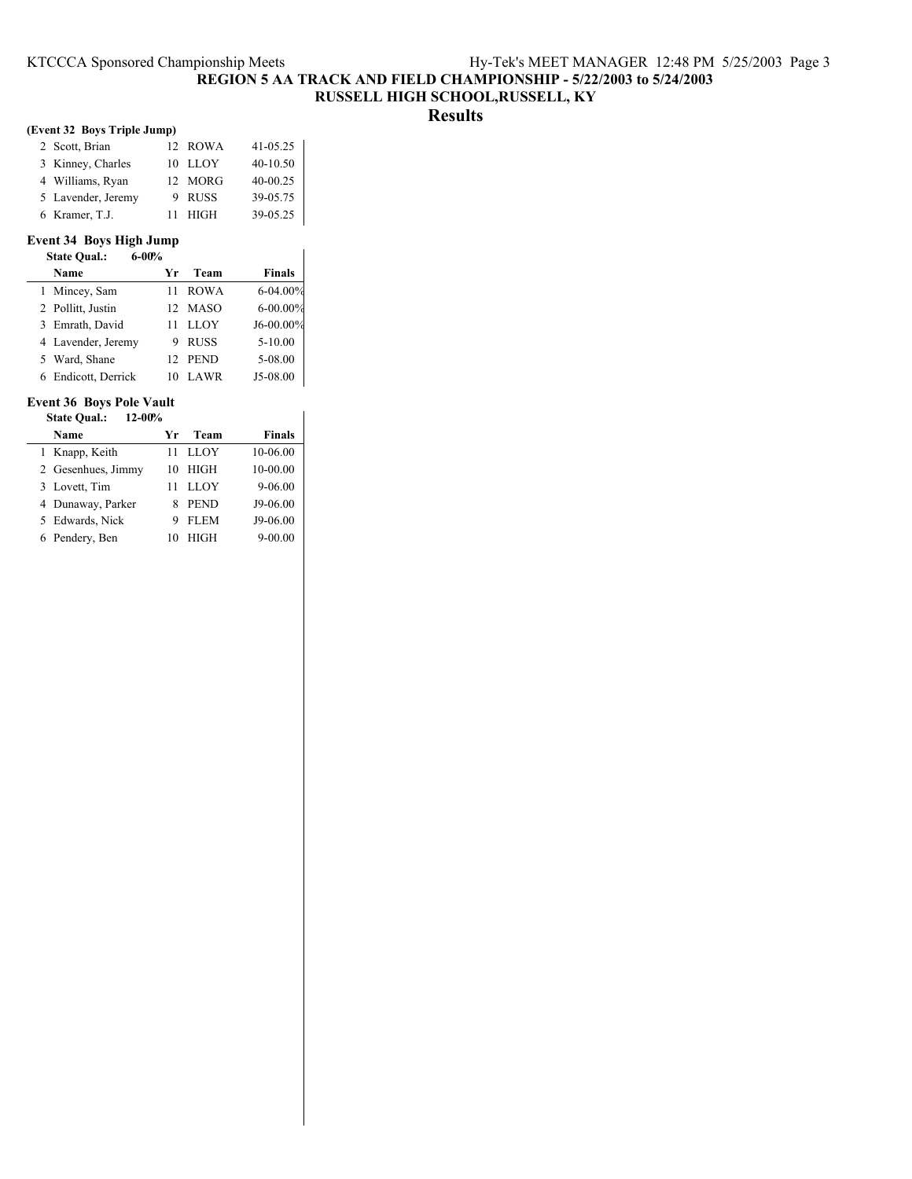# REGION 5 AA TRACK AND FIELD CHAMPIONSHIP - 5/22/2003 to 5/24/2003

## RUSSELL HIGH SCHOOL,RUSSELL, KY

## Results

**(Event 32 Boys Triple Jump)**

| | Name | Yr | Team | Finals |
|---|---|---|---|---|
| 2 | Scott, Brian | 12 | ROWA | 41-05.25 |
| 3 | Kinney, Charles | 10 | LLOY | 40-10.50 |
| 4 | Williams, Ryan | 12 | MORG | 40-00.25 |
| 5 | Lavender, Jeremy | 9 | RUSS | 39-05.75 |
| 6 | Kramer, T.J. | 11 | HIGH | 39-05.25 |

### Event 34 Boys High Jump

**State Qual.: 6-00%**

| | Name | Yr | Team | Finals |
|---|---|---|---|---|
| 1 | Mincey, Sam | 11 | ROWA | 6-04.00% |
| 2 | Pollitt, Justin | 12 | MASO | 6-00.00% |
| 3 | Emrath, David | 11 | LLOY | J6-00.00% |
| 4 | Lavender, Jeremy | 9 | RUSS | 5-10.00 |
| 5 | Ward, Shane | 12 | PEND | 5-08.00 |
| 6 | Endicott, Derrick | 10 | LAWR | J5-08.00 |

### Event 36 Boys Pole Vault

**State Qual.: 12-00%**

| | Name | Yr | Team | Finals |
|---|---|---|---|---|
| 1 | Knapp, Keith | 11 | LLOY | 10-06.00 |
| 2 | Gesenhues, Jimmy | 10 | HIGH | 10-00.00 |
| 3 | Lovett, Tim | 11 | LLOY | 9-06.00 |
| 4 | Dunaway, Parker | 8 | PEND | J9-06.00 |
| 5 | Edwards, Nick | 9 | FLEM | J9-06.00 |
| 6 | Pendery, Ben | 10 | HIGH | 9-00.00 |